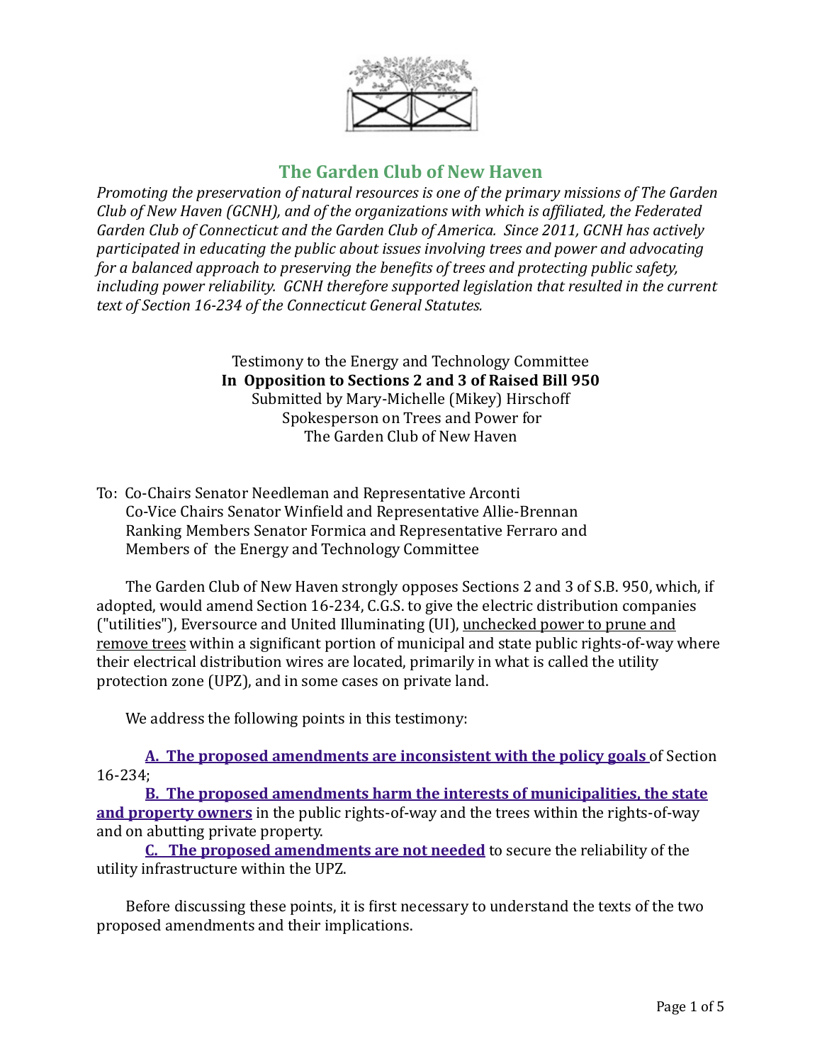# The Garden Club of New Haven

*Promoting the preservation of natural resources is one of the primary missions of The Garden Club of New Haven (GCNH), and of the organizations with which is affiliated, the Federated Garden Club of Connecticut and the Garden Club of America. Since 2011, GCNH has actively participated in educating the public about issues involving trees and power and advocating for a balanced approach to preserving the benefits of trees and protecting public safety, including power reliability. GCNH therefore supported legislation that resulted in the current text of Section 16-234 of the Connecticut General Statutes.*

Testimony to the Energy and Technology Committee
**In Opposition to Sections 2 and 3 of Raised Bill 950**
Submitted by Mary-Michelle (Mikey) Hirschoff
Spokesperson on Trees and Power for
The Garden Club of New Haven

To: Co-Chairs Senator Needleman and Representative Arconti
Co-Vice Chairs Senator Winfield and Representative Allie-Brennan
Ranking Members Senator Formica and Representative Ferraro and
Members of the Energy and Technology Committee

The Garden Club of New Haven strongly opposes Sections 2 and 3 of S.B. 950, which, if adopted, would amend Section 16-234, C.G.S. to give the electric distribution companies ("utilities"), Eversource and United Illuminating (UI), unchecked power to prune and remove trees within a significant portion of municipal and state public rights-of-way where their electrical distribution wires are located, primarily in what is called the utility protection zone (UPZ), and in some cases on private land.

We address the following points in this testimony:

**A. The proposed amendments are inconsistent with the policy goals** of Section 16-234;

**B. The proposed amendments harm the interests of municipalities, the state and property owners** in the public rights-of-way and the trees within the rights-of-way and on abutting private property.

**C. The proposed amendments are not needed** to secure the reliability of the utility infrastructure within the UPZ.

Before discussing these points, it is first necessary to understand the texts of the two proposed amendments and their implications.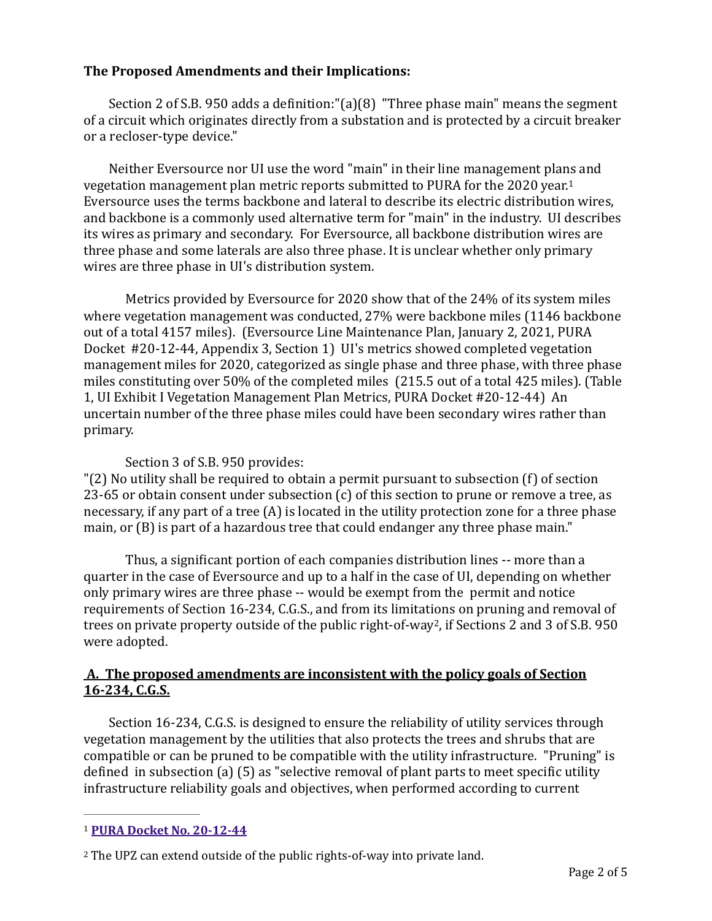**The Proposed Amendments and their Implications:**

Section 2 of S.B. 950 adds a definition:"(a)(8) "Three phase main" means the segment of a circuit which originates directly from a substation and is protected by a circuit breaker or a recloser-type device."

Neither Eversource nor UI use the word "main" in their line management plans and vegetation management plan metric reports submitted to PURA for the 2020 year.[1] Eversource uses the terms backbone and lateral to describe its electric distribution wires, and backbone is a commonly used alternative term for "main" in the industry. UI describes its wires as primary and secondary. For Eversource, all backbone distribution wires are three phase and some laterals are also three phase. It is unclear whether only primary wires are three phase in UI's distribution system.

Metrics provided by Eversource for 2020 show that of the 24% of its system miles where vegetation management was conducted, 27% were backbone miles (1146 backbone out of a total 4157 miles). (Eversource Line Maintenance Plan, January 2, 2021, PURA Docket #20-12-44, Appendix 3, Section 1) UI's metrics showed completed vegetation management miles for 2020, categorized as single phase and three phase, with three phase miles constituting over 50% of the completed miles (215.5 out of a total 425 miles). (Table 1, UI Exhibit I Vegetation Management Plan Metrics, PURA Docket #20-12-44) An uncertain number of the three phase miles could have been secondary wires rather than primary.

Section 3 of S.B. 950 provides:
"(2) No utility shall be required to obtain a permit pursuant to subsection (f) of section 23-65 or obtain consent under subsection (c) of this section to prune or remove a tree, as necessary, if any part of a tree (A) is located in the utility protection zone for a three phase main, or (B) is part of a hazardous tree that could endanger any three phase main."

Thus, a significant portion of each companies distribution lines -- more than a quarter in the case of Eversource and up to a half in the case of UI, depending on whether only primary wires are three phase -- would be exempt from the permit and notice requirements of Section 16-234, C.G.S., and from its limitations on pruning and removal of trees on private property outside of the public right-of-way[2], if Sections 2 and 3 of S.B. 950 were adopted.

## A. The proposed amendments are inconsistent with the policy goals of Section 16-234, C.G.S.

Section 16-234, C.G.S. is designed to ensure the reliability of utility services through vegetation management by the utilities that also protects the trees and shrubs that are compatible or can be pruned to be compatible with the utility infrastructure. "Pruning" is defined in subsection (a) (5) as "selective removal of plant parts to meet specific utility infrastructure reliability goals and objectives, when performed according to current

---

[1] **PURA Docket No. 20-12-44**

[2] The UPZ can extend outside of the public rights-of-way into private land.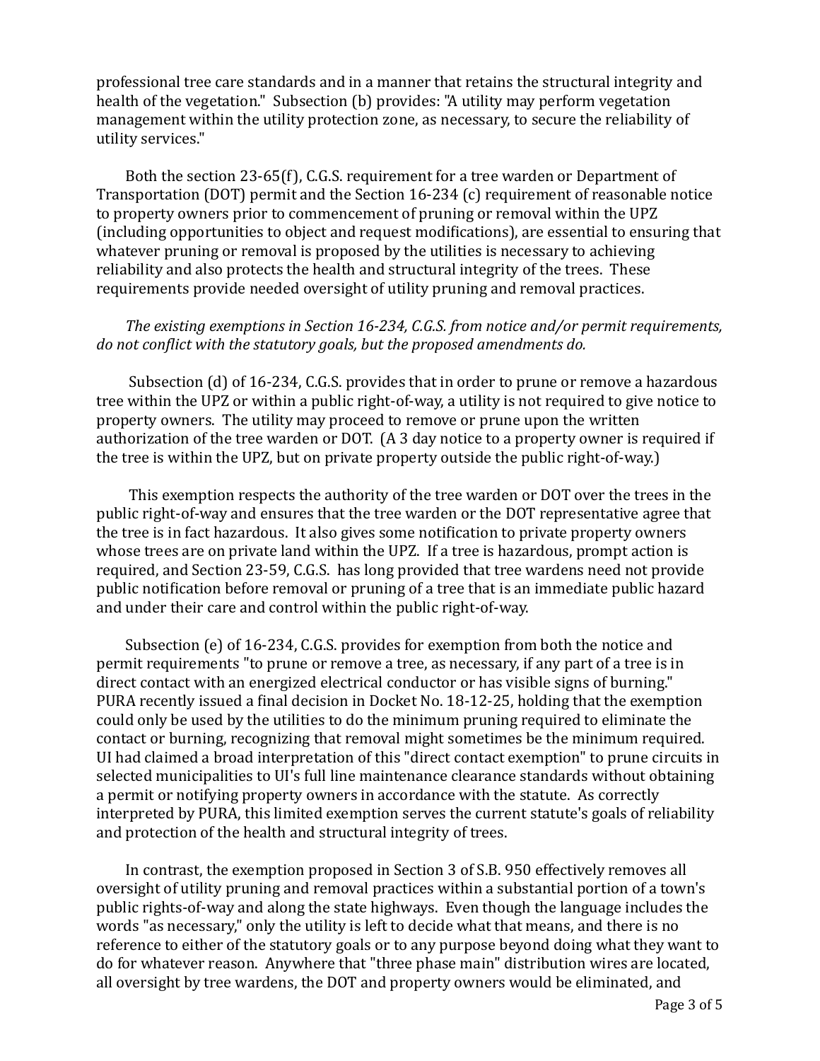professional tree care standards and in a manner that retains the structural integrity and health of the vegetation." Subsection (b) provides: "A utility may perform vegetation management within the utility protection zone, as necessary, to secure the reliability of utility services."

Both the section 23-65(f), C.G.S. requirement for a tree warden or Department of Transportation (DOT) permit and the Section 16-234 (c) requirement of reasonable notice to property owners prior to commencement of pruning or removal within the UPZ (including opportunities to object and request modifications), are essential to ensuring that whatever pruning or removal is proposed by the utilities is necessary to achieving reliability and also protects the health and structural integrity of the trees. These requirements provide needed oversight of utility pruning and removal practices.

*The existing exemptions in Section 16-234, C.G.S. from notice and/or permit requirements, do not conflict with the statutory goals, but the proposed amendments do.*

Subsection (d) of 16-234, C.G.S. provides that in order to prune or remove a hazardous tree within the UPZ or within a public right-of-way, a utility is not required to give notice to property owners. The utility may proceed to remove or prune upon the written authorization of the tree warden or DOT. (A 3 day notice to a property owner is required if the tree is within the UPZ, but on private property outside the public right-of-way.)

This exemption respects the authority of the tree warden or DOT over the trees in the public right-of-way and ensures that the tree warden or the DOT representative agree that the tree is in fact hazardous. It also gives some notification to private property owners whose trees are on private land within the UPZ. If a tree is hazardous, prompt action is required, and Section 23-59, C.G.S. has long provided that tree wardens need not provide public notification before removal or pruning of a tree that is an immediate public hazard and under their care and control within the public right-of-way.

Subsection (e) of 16-234, C.G.S. provides for exemption from both the notice and permit requirements "to prune or remove a tree, as necessary, if any part of a tree is in direct contact with an energized electrical conductor or has visible signs of burning." PURA recently issued a final decision in Docket No. 18-12-25, holding that the exemption could only be used by the utilities to do the minimum pruning required to eliminate the contact or burning, recognizing that removal might sometimes be the minimum required. UI had claimed a broad interpretation of this "direct contact exemption" to prune circuits in selected municipalities to UI's full line maintenance clearance standards without obtaining a permit or notifying property owners in accordance with the statute. As correctly interpreted by PURA, this limited exemption serves the current statute's goals of reliability and protection of the health and structural integrity of trees.

In contrast, the exemption proposed in Section 3 of S.B. 950 effectively removes all oversight of utility pruning and removal practices within a substantial portion of a town's public rights-of-way and along the state highways. Even though the language includes the words "as necessary," only the utility is left to decide what that means, and there is no reference to either of the statutory goals or to any purpose beyond doing what they want to do for whatever reason. Anywhere that "three phase main" distribution wires are located, all oversight by tree wardens, the DOT and property owners would be eliminated, and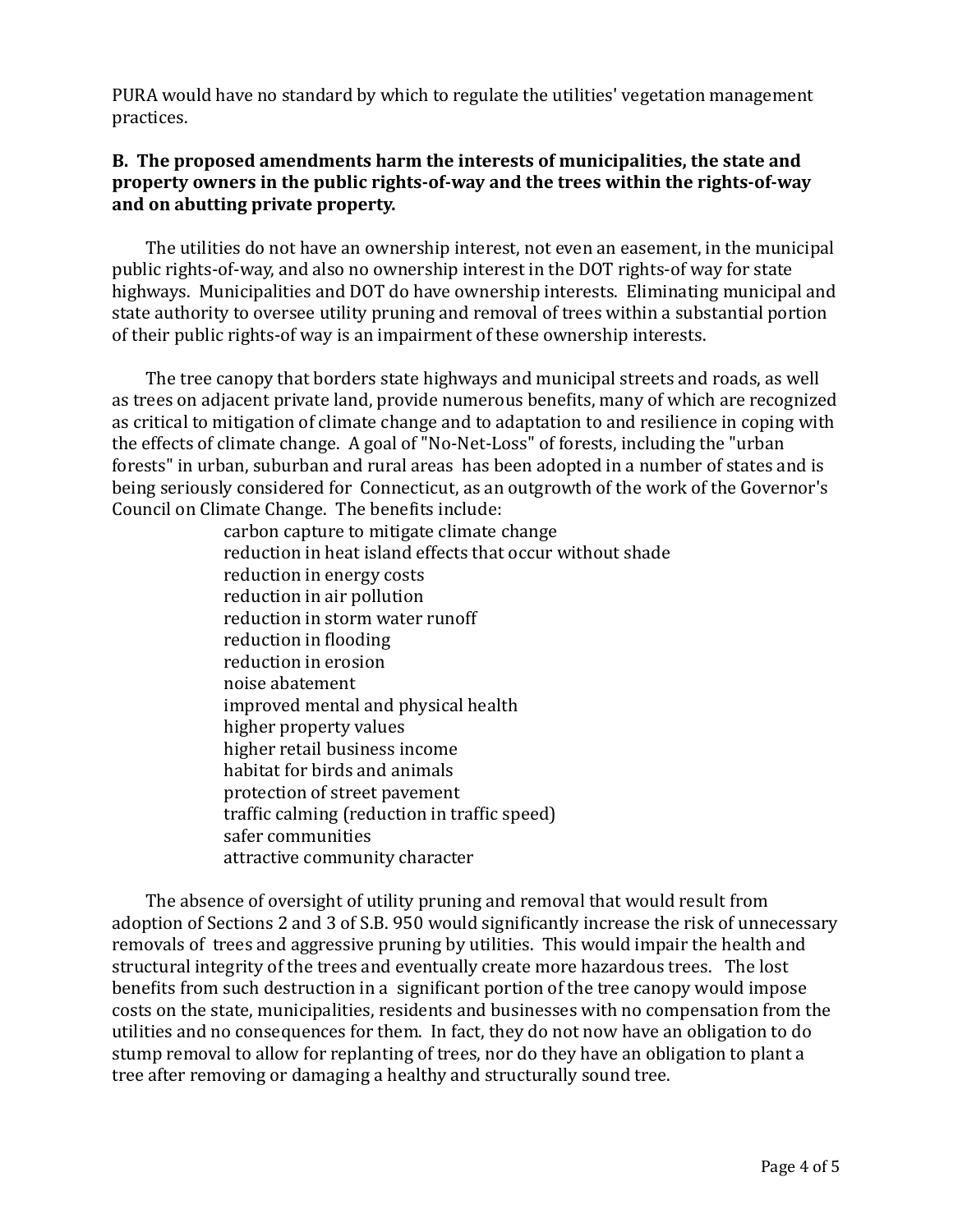PURA would have no standard by which to regulate the utilities' vegetation management practices.

**B. The proposed amendments harm the interests of municipalities, the state and property owners in the public rights-of-way and the trees within the rights-of-way and on abutting private property.**

The utilities do not have an ownership interest, not even an easement, in the municipal public rights-of-way, and also no ownership interest in the DOT rights-of way for state highways. Municipalities and DOT do have ownership interests. Eliminating municipal and state authority to oversee utility pruning and removal of trees within a substantial portion of their public rights-of way is an impairment of these ownership interests.

The tree canopy that borders state highways and municipal streets and roads, as well as trees on adjacent private land, provide numerous benefits, many of which are recognized as critical to mitigation of climate change and to adaptation to and resilience in coping with the effects of climate change. A goal of "No-Net-Loss" of forests, including the "urban forests" in urban, suburban and rural areas has been adopted in a number of states and is being seriously considered for Connecticut, as an outgrowth of the work of the Governor's Council on Climate Change. The benefits include:

- carbon capture to mitigate climate change
- reduction in heat island effects that occur without shade
- reduction in energy costs
- reduction in air pollution
- reduction in storm water runoff
- reduction in flooding
- reduction in erosion
- noise abatement
- improved mental and physical health
- higher property values
- higher retail business income
- habitat for birds and animals
- protection of street pavement
- traffic calming (reduction in traffic speed)
- safer communities
- attractive community character

The absence of oversight of utility pruning and removal that would result from adoption of Sections 2 and 3 of S.B. 950 would significantly increase the risk of unnecessary removals of trees and aggressive pruning by utilities. This would impair the health and structural integrity of the trees and eventually create more hazardous trees. The lost benefits from such destruction in a significant portion of the tree canopy would impose costs on the state, municipalities, residents and businesses with no compensation from the utilities and no consequences for them. In fact, they do not now have an obligation to do stump removal to allow for replanting of trees, nor do they have an obligation to plant a tree after removing or damaging a healthy and structurally sound tree.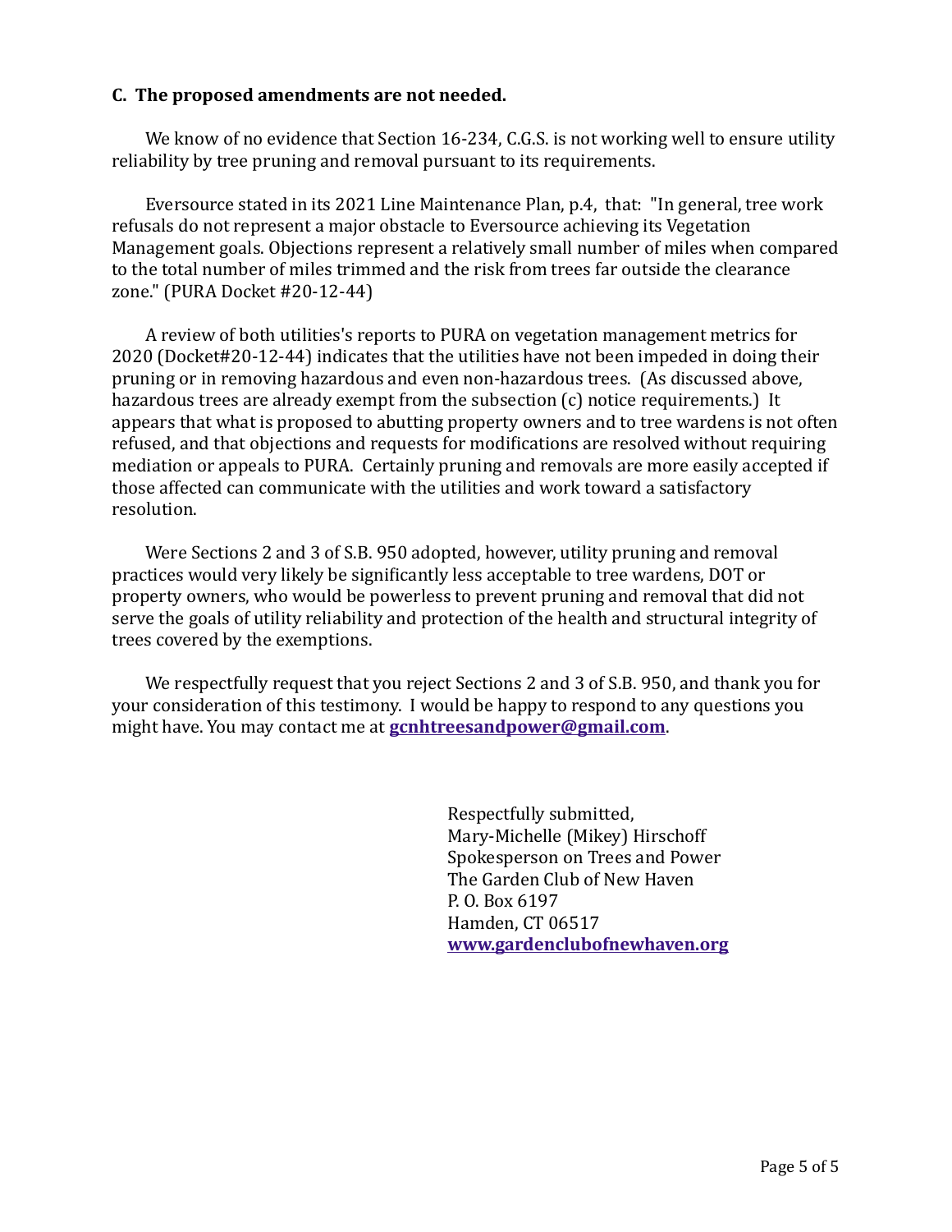### C. The proposed amendments are not needed.

We know of no evidence that Section 16-234, C.G.S. is not working well to ensure utility reliability by tree pruning and removal pursuant to its requirements.

Eversource stated in its 2021 Line Maintenance Plan, p.4, that: "In general, tree work refusals do not represent a major obstacle to Eversource achieving its Vegetation Management goals. Objections represent a relatively small number of miles when compared to the total number of miles trimmed and the risk from trees far outside the clearance zone." (PURA Docket #20-12-44)

A review of both utilities's reports to PURA on vegetation management metrics for 2020 (Docket#20-12-44) indicates that the utilities have not been impeded in doing their pruning or in removing hazardous and even non-hazardous trees. (As discussed above, hazardous trees are already exempt from the subsection (c) notice requirements.) It appears that what is proposed to abutting property owners and to tree wardens is not often refused, and that objections and requests for modifications are resolved without requiring mediation or appeals to PURA. Certainly pruning and removals are more easily accepted if those affected can communicate with the utilities and work toward a satisfactory resolution.

Were Sections 2 and 3 of S.B. 950 adopted, however, utility pruning and removal practices would very likely be significantly less acceptable to tree wardens, DOT or property owners, who would be powerless to prevent pruning and removal that did not serve the goals of utility reliability and protection of the health and structural integrity of trees covered by the exemptions.

We respectfully request that you reject Sections 2 and 3 of S.B. 950, and thank you for your consideration of this testimony. I would be happy to respond to any questions you might have. You may contact me at **gcnhtreesandpower@gmail.com**.

Respectfully submitted,
Mary-Michelle (Mikey) Hirschoff
Spokesperson on Trees and Power
The Garden Club of New Haven
P. O. Box 6197
Hamden, CT 06517
**www.gardenclubofnewhaven.org**